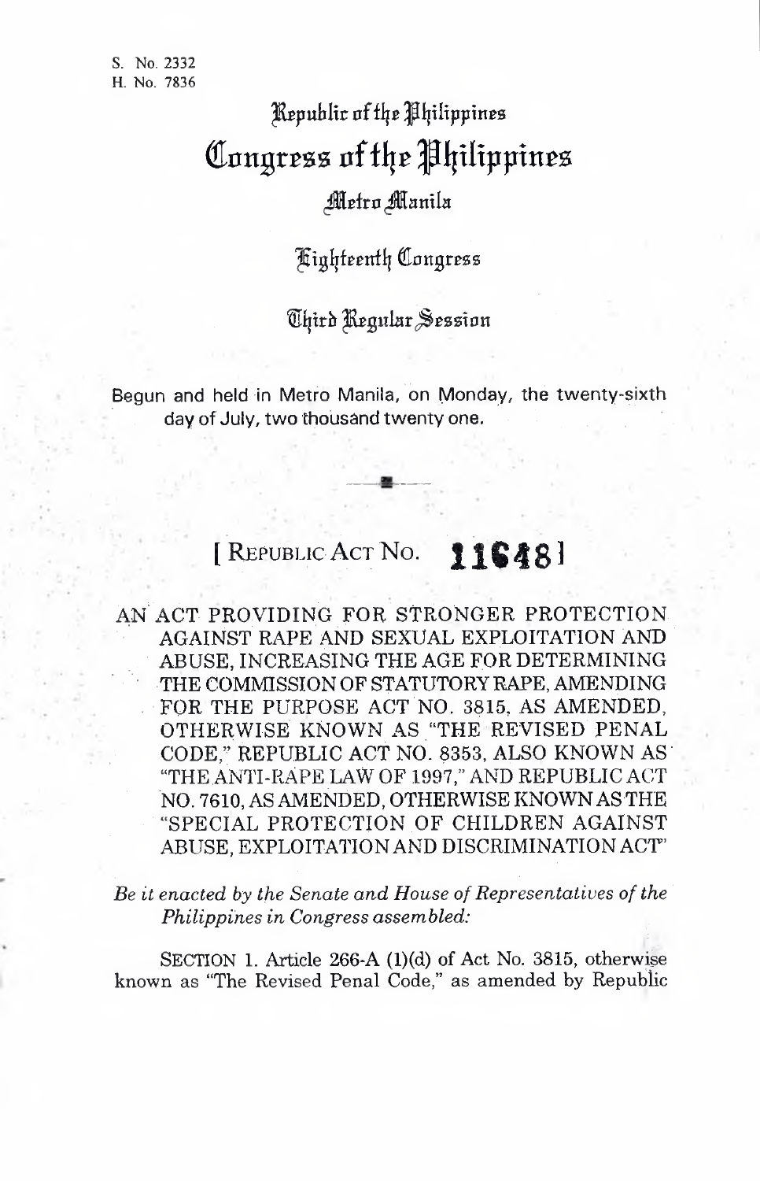S. No. 2332
H. No. 7836

# Republic of the Philippines
# Congress of the Philippines
## Metro Manila

### Eighteenth Congress

### Third Regular Session

Begun and held in Metro Manila, on Monday, the twenty-sixth day of July, two thousand twenty one.

[ REPUBLIC ACT NO. **11648** ]

AN ACT PROVIDING FOR STRONGER PROTECTION AGAINST RAPE AND SEXUAL EXPLOITATION AND ABUSE, INCREASING THE AGE FOR DETERMINING THE COMMISSION OF STATUTORY RAPE, AMENDING FOR THE PURPOSE ACT NO. 3815, AS AMENDED, OTHERWISE KNOWN AS "THE REVISED PENAL CODE," REPUBLIC ACT NO. 8353, ALSO KNOWN AS "THE ANTI-RAPE LAW OF 1997," AND REPUBLIC ACT NO. 7610, AS AMENDED, OTHERWISE KNOWN AS THE "SPECIAL PROTECTION OF CHILDREN AGAINST ABUSE, EXPLOITATION AND DISCRIMINATION ACT"

*Be it enacted by the Senate and House of Representatives of the Philippines in Congress assembled:*

SECTION 1. Article 266-A (1)(d) of Act No. 3815, otherwise known as "The Revised Penal Code," as amended by Republic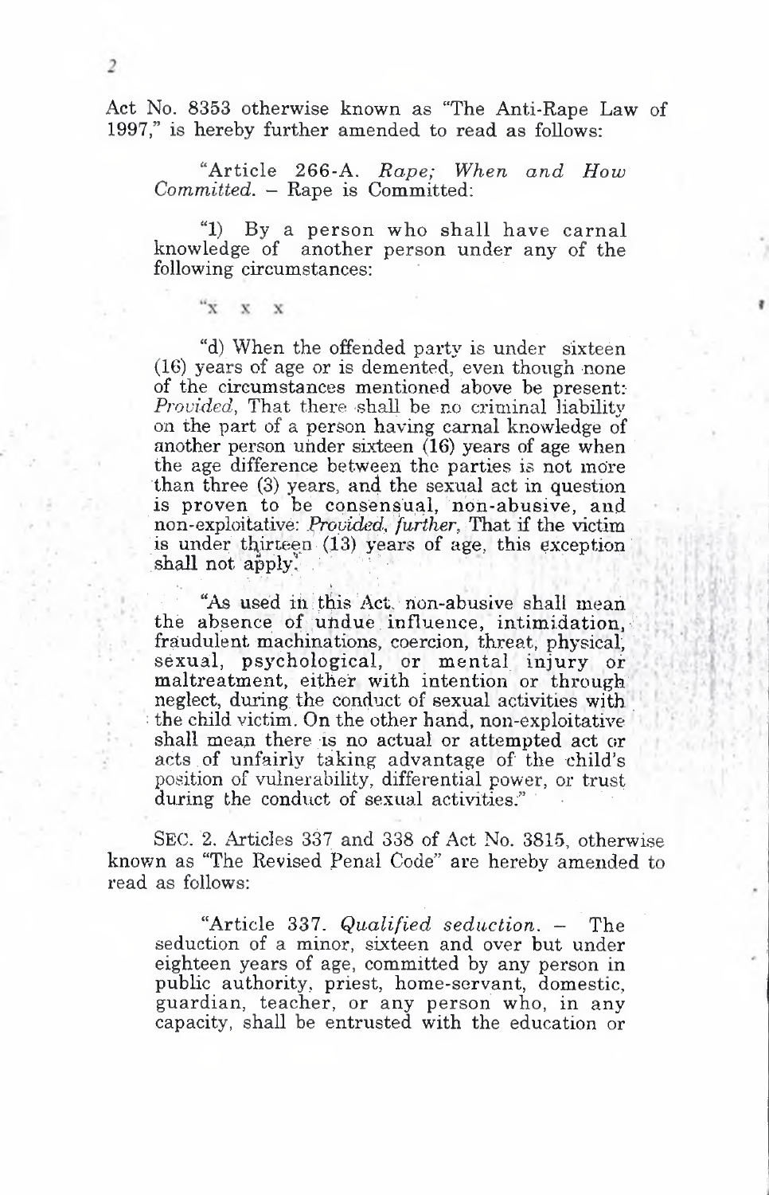Act No. 8353 otherwise known as "The Anti-Rape Law of 1997," is hereby further amended to read as follows:

> "Article 266-A. *Rape; When and How Committed.* – Rape is Committed:
>
> "1) By a person who shall have carnal knowledge of another person under any of the following circumstances:
>
> "x x x
>
> "d) When the offended party is under sixteen (16) years of age or is demented, even though none of the circumstances mentioned above be present: *Provided*, That there shall be no criminal liability on the part of a person having carnal knowledge of another person under sixteen (16) years of age when the age difference between the parties is not more than three (3) years, and the sexual act in question is proven to be consensual, non-abusive, and non-exploitative: *Provided, further*, That if the victim is under thirteen (13) years of age, this exception shall not apply.
>
> "As used in this Act, non-abusive shall mean the absence of undue influence, intimidation, fraudulent machinations, coercion, threat, physical, sexual, psychological, or mental injury or maltreatment, either with intention or through neglect, during the conduct of sexual activities with the child victim. On the other hand, non-exploitative shall mean there is no actual or attempted act or acts of unfairly taking advantage of the child's position of vulnerability, differential power, or trust during the conduct of sexual activities."

SEC. 2. Articles 337 and 338 of Act No. 3815, otherwise known as "The Revised Penal Code" are hereby amended to read as follows:

> "Article 337. *Qualified seduction.* – The seduction of a minor, sixteen and over but under eighteen years of age, committed by any person in public authority, priest, home-servant, domestic, guardian, teacher, or any person who, in any capacity, shall be entrusted with the education or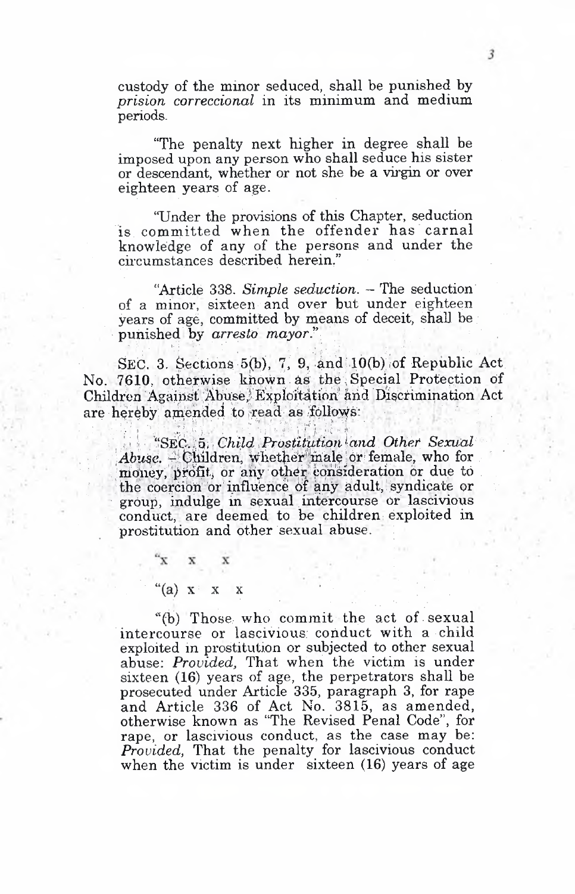custody of the minor seduced, shall be punished by *prision correccional* in its minimum and medium periods.

"The penalty next higher in degree shall be imposed upon any person who shall seduce his sister or descendant, whether or not she be a virgin or over eighteen years of age.

"Under the provisions of this Chapter, seduction is committed when the offender has carnal knowledge of any of the persons and under the circumstances described herein."

"Article 338. *Simple seduction.* – The seduction of a minor, sixteen and over but under eighteen years of age, committed by means of deceit, shall be punished by *arresto mayor*."

SEC. 3. Sections 5(b), 7, 9, and 10(b) of Republic Act No. 7610, otherwise known as the Special Protection of Children Against Abuse, Exploitation and Discrimination Act are hereby amended to read as follows:

"SEC. 5. *Child Prostitution and Other Sexual Abuse.* – Children, whether male or female, who for money, profit, or any other consideration or due to the coercion or influence of any adult, syndicate or group, indulge in sexual intercourse or lascivious conduct, are deemed to be children exploited in prostitution and other sexual abuse.

"x x x

"(a) x x x

"(b) Those who commit the act of sexual intercourse or lascivious conduct with a child exploited in prostitution or subjected to other sexual abuse: *Provided,* That when the victim is under sixteen (16) years of age, the perpetrators shall be prosecuted under Article 335, paragraph 3, for rape and Article 336 of Act No. 3815, as amended, otherwise known as "The Revised Penal Code", for rape, or lascivious conduct, as the case may be: *Provided,* That the penalty for lascivious conduct when the victim is under sixteen (16) years of age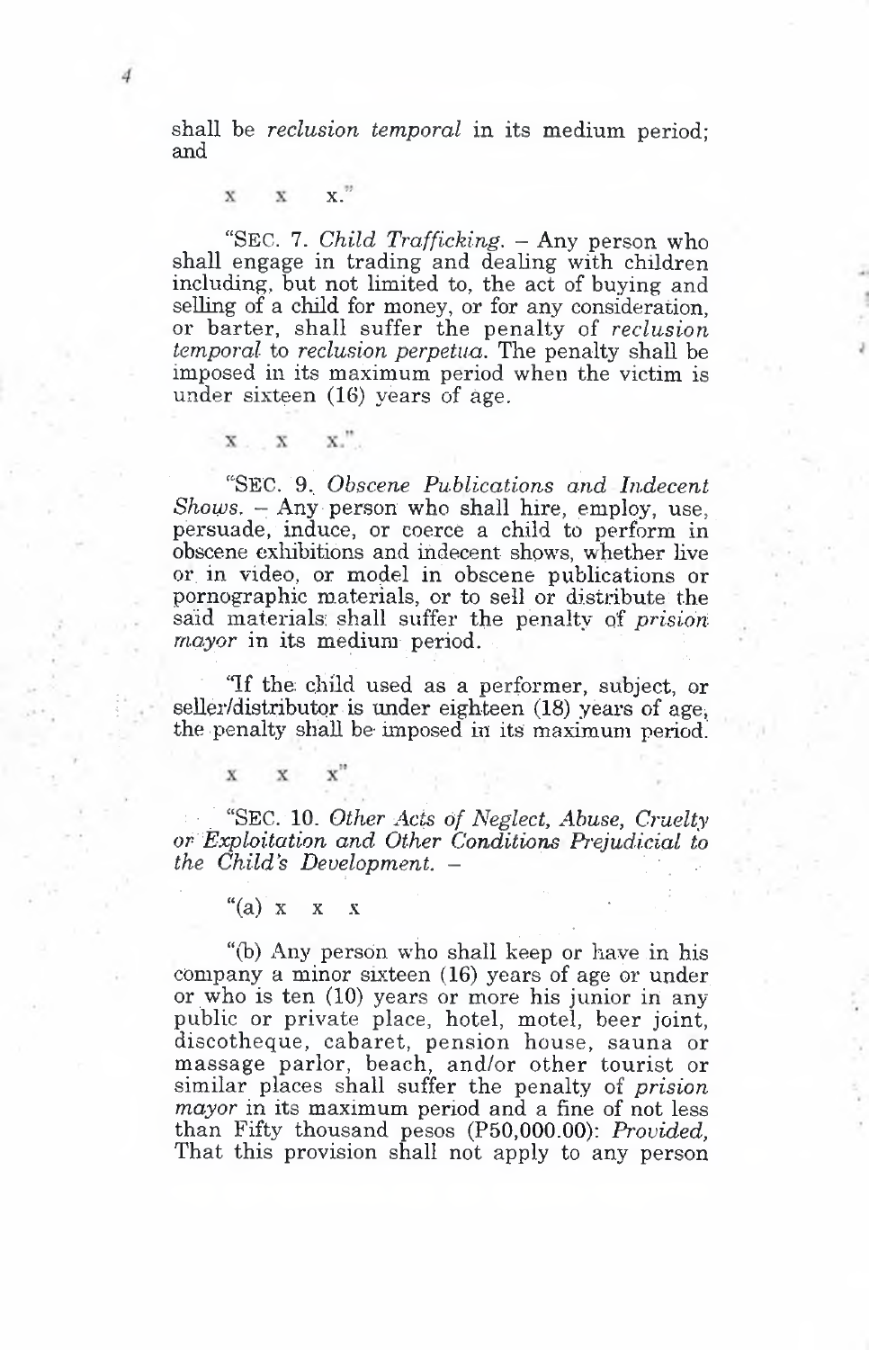shall be *reclusion temporal* in its medium period; and

x x x."

"SEC. 7. *Child Trafficking.* – Any person who shall engage in trading and dealing with children including, but not limited to, the act of buying and selling of a child for money, or for any consideration, or barter, shall suffer the penalty of *reclusion temporal* to *reclusion perpetua*. The penalty shall be imposed in its maximum period when the victim is under sixteen (16) years of age.

x x x."

"SEC. 9. *Obscene Publications and Indecent Shows.* – Any person who shall hire, employ, use, persuade, induce, or coerce a child to perform in obscene exhibitions and indecent shows, whether live or in video, or model in obscene publications or pornographic materials, or to sell or distribute the said materials shall suffer the penalty of *prision mayor* in its medium period.

"If the child used as a performer, subject, or seller/distributor is under eighteen (18) years of age, the penalty shall be imposed in its maximum period.

x x x"

"SEC. 10. *Other Acts of Neglect, Abuse, Cruelty or Exploitation and Other Conditions Prejudicial to the Child's Development.* –

"(a) x x x

"(b) Any person who shall keep or have in his company a minor sixteen (16) years of age or under or who is ten (10) years or more his junior in any public or private place, hotel, motel, beer joint, discotheque, cabaret, pension house, sauna or massage parlor, beach, and/or other tourist or similar places shall suffer the penalty of *prision mayor* in its maximum period and a fine of not less than Fifty thousand pesos (P50,000.00): *Provided,* That this provision shall not apply to any person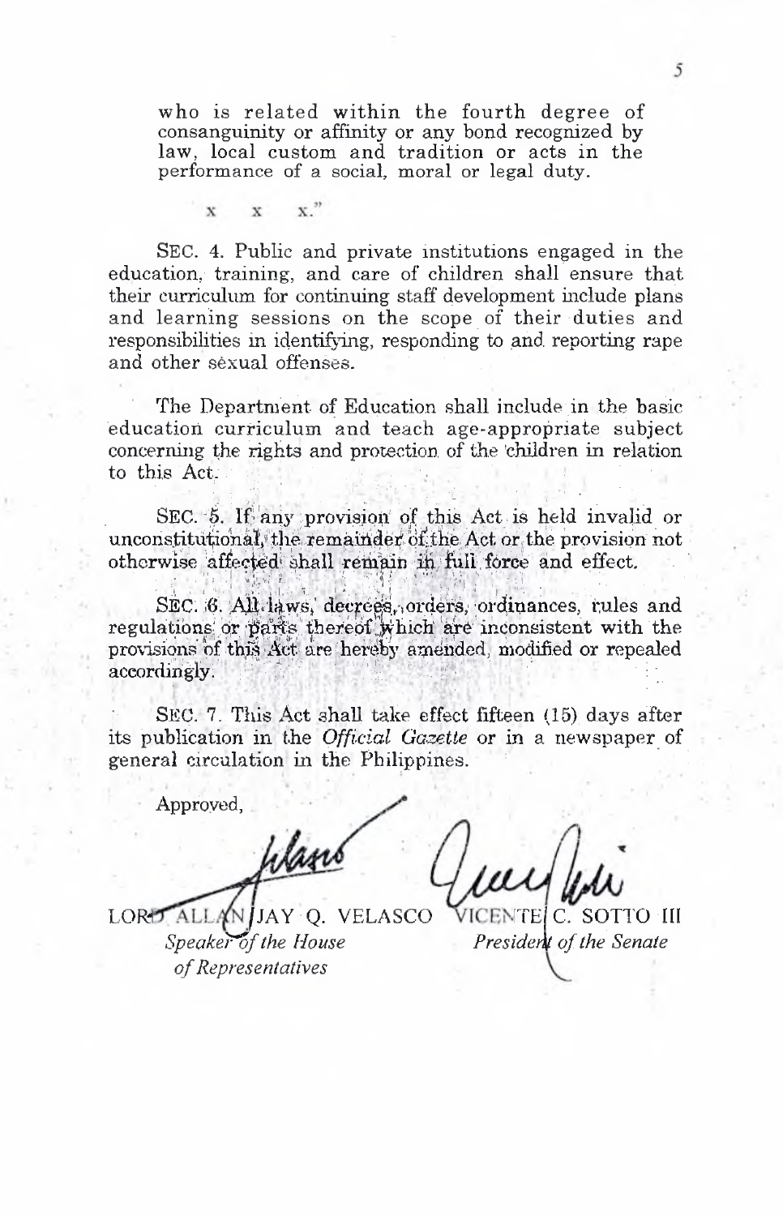who is related within the fourth degree of consanguinity or affinity or any bond recognized by law, local custom and tradition or acts in the performance of a social, moral or legal duty.

x x x."

SEC. 4. Public and private institutions engaged in the education, training, and care of children shall ensure that their curriculum for continuing staff development include plans and learning sessions on the scope of their duties and responsibilities in identifying, responding to and reporting rape and other sexual offenses.

The Department of Education shall include in the basic education curriculum and teach age-appropriate subject concerning the rights and protection of the children in relation to this Act.

SEC. 5. If any provision of this Act is held invalid or unconstitutional, the remainder of the Act or the provision not otherwise affected shall remain in full force and effect.

SEC. 6. All laws, decrees, orders, ordinances, rules and regulations or parts thereof which are inconsistent with the provisions of this Act are hereby amended, modified or repealed accordingly.

SEC. 7. This Act shall take effect fifteen (15) days after its publication in the *Official Gazette* or in a newspaper of general circulation in the Philippines.

Approved,

LORD ALLAN JAY Q. VELASCO
*Speaker of the House of Representatives*

VICENTE C. SOTTO III
*President of the Senate*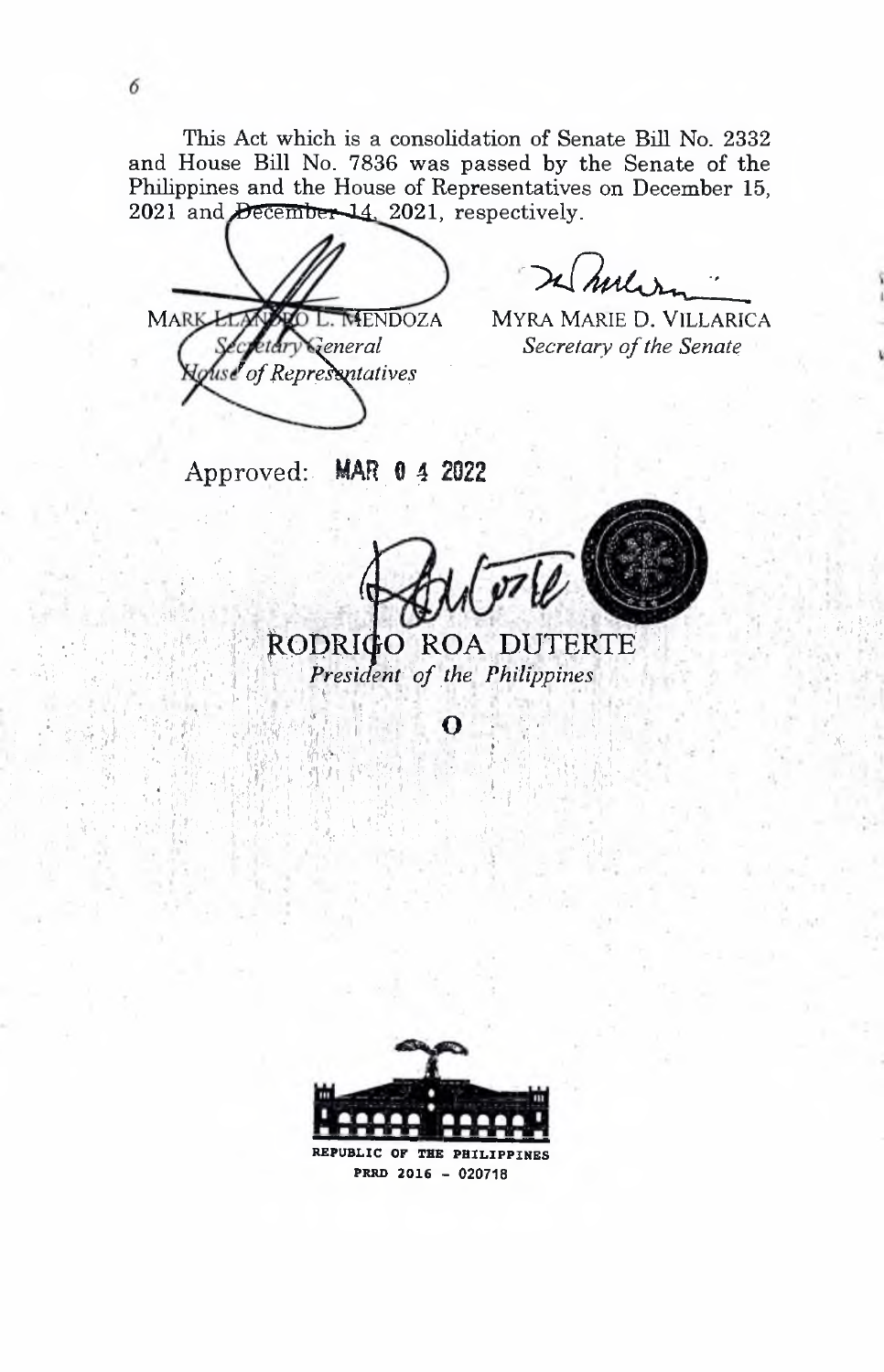This Act which is a consolidation of Senate Bill No. 2332 and House Bill No. 7836 was passed by the Senate of the Philippines and the House of Representatives on December 15, 2021 and December 14, 2021, respectively.

MARK LLANDRO L. MENDOZA
*Secretary General*
*House of Representatives*

MYRA MARIE D. VILLARICA
*Secretary of the Senate*

Approved: MAR 0 4 2022

RODRIGO ROA DUTERTE
*President of the Philippines*

O

REPUBLIC OF THE PHILIPPINES
PRRD 2016 - 020718